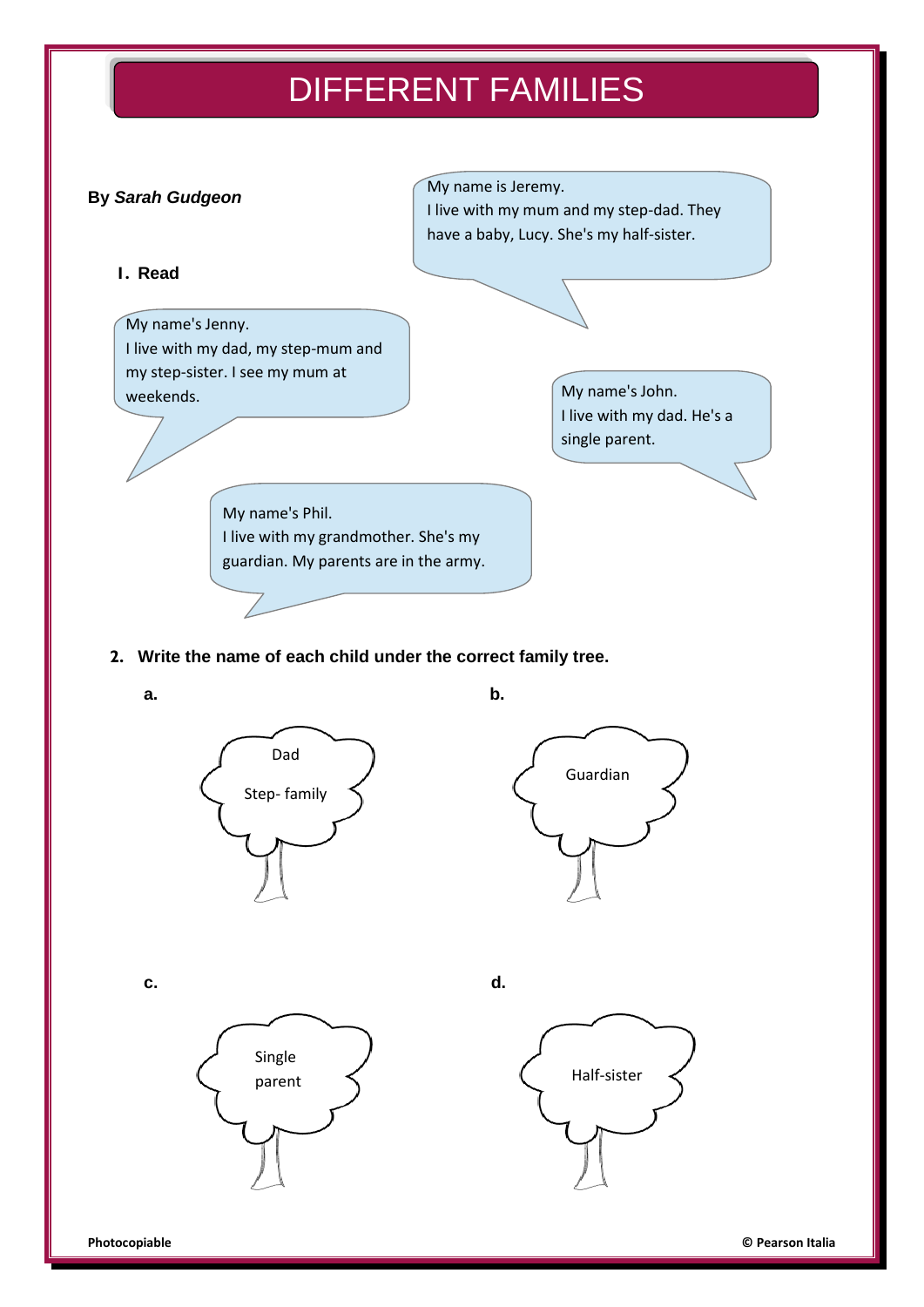# DIFFERENT FAMILIES

**By *Sarah Gudgeon***

**1. Read**

My name is Jeremy.
I live with my mum and my step-dad. They have a baby, Lucy. She's my half-sister.

My name's Jenny.
I live with my dad, my step-mum and my step-sister. I see my mum at weekends.

My name's John.
I live with my dad. He's a single parent.

My name's Phil.
I live with my grandmother. She's my guardian. My parents are in the army.

**2. Write the name of each child under the correct family tree.**

**a.**

Dad

Step- family

**b.**

Guardian

**c.**

Single parent

**d.**

Half-sister

**Photocopiable**

**© Pearson Italia**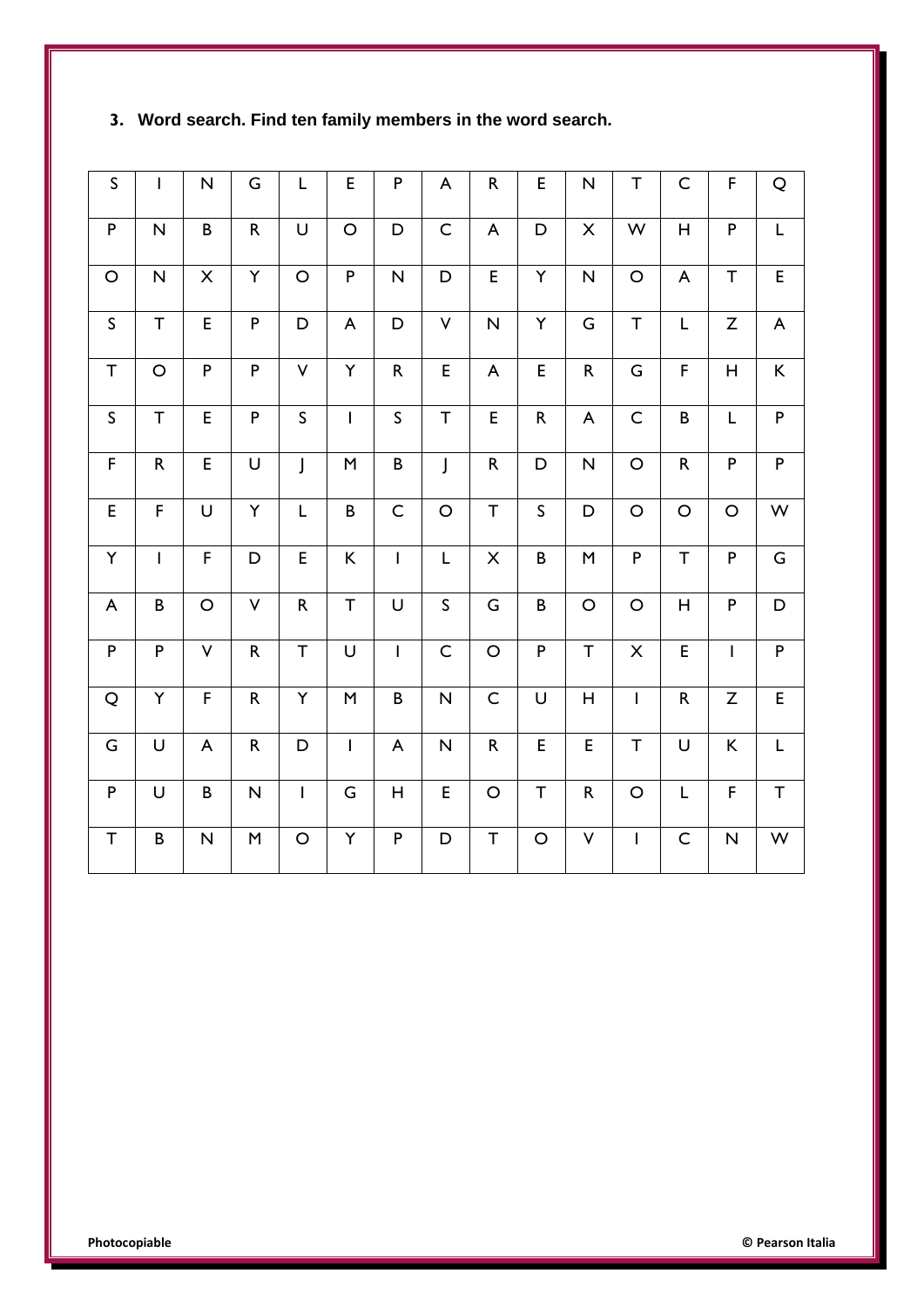**3. Word search. Find ten family members in the word search.**

| | | | | | | | | | | | | | | |
|---|---|---|---|---|---|---|---|---|---|---|---|---|---|---|
| S | I | N | G | L | E | P | A | R | E | N | T | C | F | Q |
| P | N | B | R | U | O | D | C | A | D | X | W | H | P | L |
| O | N | X | Y | O | P | N | D | E | Y | N | O | A | T | E |
| S | T | E | P | D | A | D | V | N | Y | G | T | L | Z | A |
| T | O | P | P | V | Y | R | E | A | E | R | G | F | H | K |
| S | T | E | P | S | I | S | T | E | R | A | C | B | L | P |
| F | R | E | U | J | M | B | J | R | D | N | O | R | P | P |
| E | F | U | Y | L | B | C | O | T | S | D | O | O | O | W |
| Y | I | F | D | E | K | I | L | X | B | M | P | T | P | G |
| A | B | O | V | R | T | U | S | G | B | O | O | H | P | D |
| P | P | V | R | T | U | I | C | O | P | T | X | E | I | P |
| Q | Y | F | R | Y | M | B | N | C | U | H | I | R | Z | E |
| G | U | A | R | D | I | A | N | R | E | E | T | U | K | L |
| P | U | B | N | I | G | H | E | O | T | R | O | L | F | T |
| T | B | N | M | O | Y | P | D | T | O | V | I | C | N | W |

Photocopiable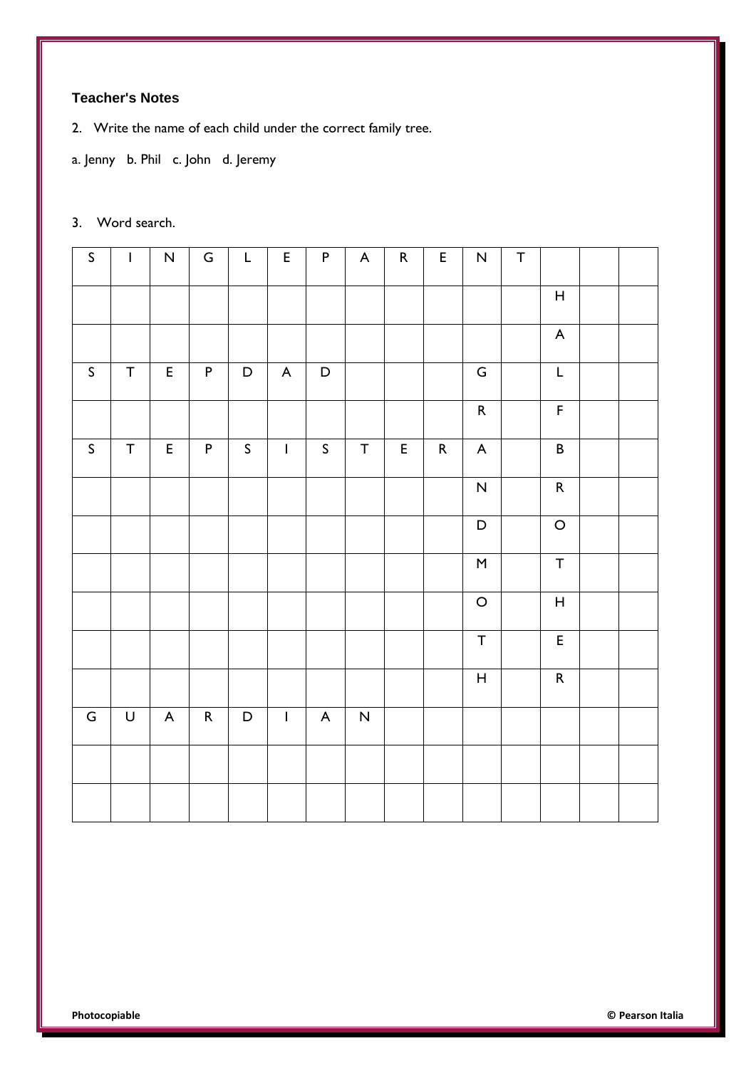**Teacher's Notes**

2. Write the name of each child under the correct family tree.

a. Jenny  b. Phil  c. John  d. Jeremy

3. Word search.

| | | | | | | | | | | | | | | |
|---|---|---|---|---|---|---|---|---|---|---|---|---|---|---|
| S | I | N | G | L | E | P | A | R | E | N | T | | | |
| | | | | | | | | | | | | H | | |
| | | | | | | | | | | | | A | | |
| S | T | E | P | D | A | D | | | | G | | L | | |
| | | | | | | | | | | R | | F | | |
| S | T | E | P | S | I | S | T | E | R | A | | B | | |
| | | | | | | | | | | N | | R | | |
| | | | | | | | | | | D | | O | | |
| | | | | | | | | | | M | | T | | |
| | | | | | | | | | | O | | H | | |
| | | | | | | | | | | T | | E | | |
| | | | | | | | | | | H | | R | | |
| G | U | A | R | D | I | A | N | | | | | | | |
| | | | | | | | | | | | | | | |
| | | | | | | | | | | | | | | |

Photocopiable

© Pearson Italia